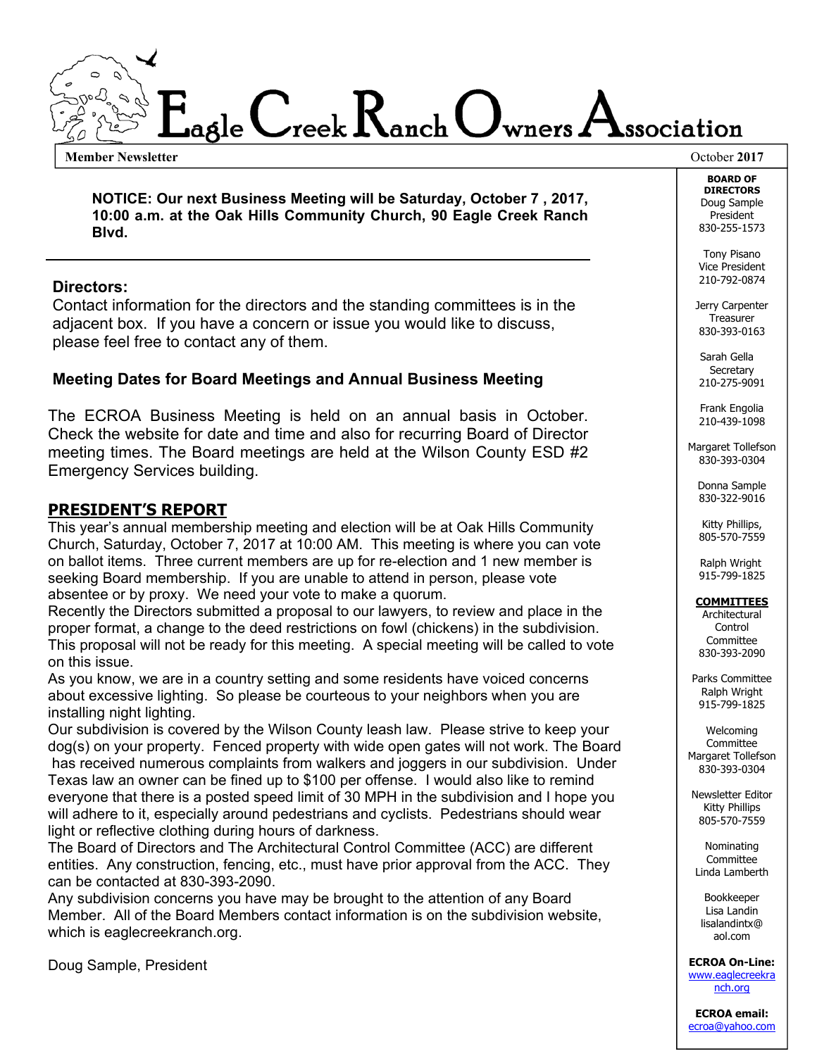# Eagle Creek Ranch Owners Association

**Member Newsletter** October **2017**

**NOTICE: Our next Business Meeting will be Saturday, October 7 , 2017, 10:00 a.m. at the Oak Hills Community Church, 90 Eagle Creek Ranch Blvd.**

---

### Directors:

Contact information for the directors and the standing committees is in the adjacent box. If you have a concern or issue you would like to discuss, please feel free to contact any of them.

### Meeting Dates for Board Meetings and Annual Business Meeting

The ECROA Business Meeting is held on an annual basis in October. Check the website for date and time and also for recurring Board of Director meeting times. The Board meetings are held at the Wilson County ESD #2 Emergency Services building.

## PRESIDENT'S REPORT

This year's annual membership meeting and election will be at Oak Hills Community Church, Saturday, October 7, 2017 at 10:00 AM. This meeting is where you can vote on ballot items. Three current members are up for re-election and 1 new member is seeking Board membership. If you are unable to attend in person, please vote absentee or by proxy. We need your vote to make a quorum.

Recently the Directors submitted a proposal to our lawyers, to review and place in the proper format, a change to the deed restrictions on fowl (chickens) in the subdivision. This proposal will not be ready for this meeting. A special meeting will be called to vote on this issue.

As you know, we are in a country setting and some residents have voiced concerns about excessive lighting. So please be courteous to your neighbors when you are installing night lighting.

Our subdivision is covered by the Wilson County leash law. Please strive to keep your dog(s) on your property. Fenced property with wide open gates will not work. The Board has received numerous complaints from walkers and joggers in our subdivision. Under Texas law an owner can be fined up to $100 per offense. I would also like to remind everyone that there is a posted speed limit of 30 MPH in the subdivision and I hope you will adhere to it, especially around pedestrians and cyclists. Pedestrians should wear light or reflective clothing during hours of darkness.

The Board of Directors and The Architectural Control Committee (ACC) are different entities. Any construction, fencing, etc., must have prior approval from the ACC. They can be contacted at 830-393-2090.

Any subdivision concerns you have may be brought to the attention of any Board Member. All of the Board Members contact information is on the subdivision website, which is eaglecreekranch.org.

Doug Sample, President

---

**BOARD OF DIRECTORS**

Doug Sample
President
830-255-1573

Tony Pisano
Vice President
210-792-0874

Jerry Carpenter
Treasurer
830-393-0163

Sarah Gella
Secretary
210-275-9091

Frank Engolia
210-439-1098

Margaret Tollefson
830-393-0304

Donna Sample
830-322-9016

Kitty Phillips,
805-570-7559

Ralph Wright
915-799-1825

**COMMITTEES**

Architectural Control Committee
830-393-2090

Parks Committee
Ralph Wright
915-799-1825

Welcoming Committee
Margaret Tollefson
830-393-0304

Newsletter Editor
Kitty Phillips
805-570-7559

Nominating Committee
Linda Lamberth

Bookkeeper
Lisa Landin
lisalandintx@aol.com

**ECROA On-Line:**
www.eaglecreekranch.org

**ECROA email:**
ecroa@yahoo.com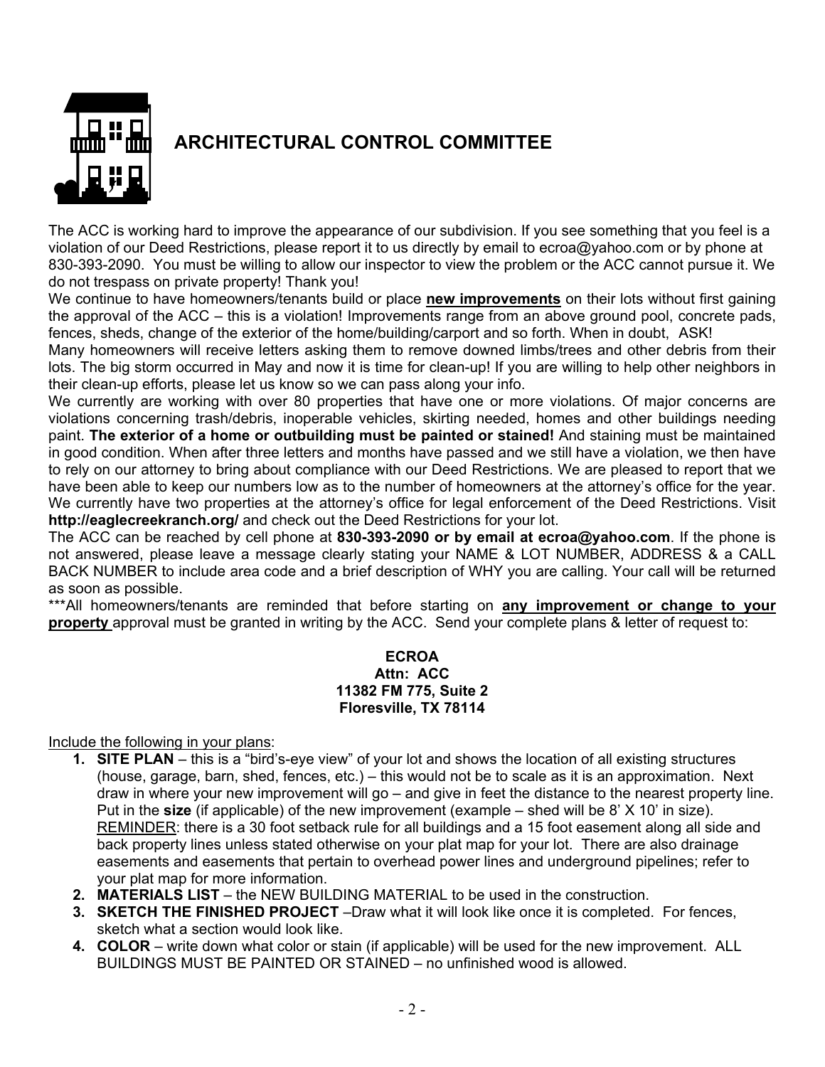# ARCHITECTURAL CONTROL COMMITTEE

The ACC is working hard to improve the appearance of our subdivision. If you see something that you feel is a violation of our Deed Restrictions, please report it to us directly by email to ecroa@yahoo.com or by phone at 830-393-2090. You must be willing to allow our inspector to view the problem or the ACC cannot pursue it. We do not trespass on private property! Thank you!

We continue to have homeowners/tenants build or place **new improvements** on their lots without first gaining the approval of the ACC – this is a violation! Improvements range from an above ground pool, concrete pads, fences, sheds, change of the exterior of the home/building/carport and so forth. When in doubt, ASK!

Many homeowners will receive letters asking them to remove downed limbs/trees and other debris from their lots. The big storm occurred in May and now it is time for clean-up! If you are willing to help other neighbors in their clean-up efforts, please let us know so we can pass along your info.

We currently are working with over 80 properties that have one or more violations. Of major concerns are violations concerning trash/debris, inoperable vehicles, skirting needed, homes and other buildings needing paint. **The exterior of a home or outbuilding must be painted or stained!** And staining must be maintained in good condition. When after three letters and months have passed and we still have a violation, we then have to rely on our attorney to bring about compliance with our Deed Restrictions. We are pleased to report that we have been able to keep our numbers low as to the number of homeowners at the attorney's office for the year. We currently have two properties at the attorney's office for legal enforcement of the Deed Restrictions. Visit **http://eaglecreekranch.org/** and check out the Deed Restrictions for your lot.

The ACC can be reached by cell phone at **830-393-2090 or by email at ecroa@yahoo.com**. If the phone is not answered, please leave a message clearly stating your NAME & LOT NUMBER, ADDRESS & a CALL BACK NUMBER to include area code and a brief description of WHY you are calling. Your call will be returned as soon as possible.

***All homeowners/tenants are reminded that before starting on **any improvement or change to your property** approval must be granted in writing by the ACC. Send your complete plans & letter of request to:

**ECROA**
**Attn: ACC**
**11382 FM 775, Suite 2**
**Floresville, TX 78114**

Include the following in your plans:

1. **SITE PLAN** – this is a "bird's-eye view" of your lot and shows the location of all existing structures (house, garage, barn, shed, fences, etc.) – this would not be to scale as it is an approximation. Next draw in where your new improvement will go – and give in feet the distance to the nearest property line. Put in the **size** (if applicable) of the new improvement (example – shed will be 8' X 10' in size). REMINDER: there is a 30 foot setback rule for all buildings and a 15 foot easement along all side and back property lines unless stated otherwise on your plat map for your lot. There are also drainage easements and easements that pertain to overhead power lines and underground pipelines; refer to your plat map for more information.
2. **MATERIALS LIST** – the NEW BUILDING MATERIAL to be used in the construction.
3. **SKETCH THE FINISHED PROJECT** –Draw what it will look like once it is completed. For fences, sketch what a section would look like.
4. **COLOR** – write down what color or stain (if applicable) will be used for the new improvement. ALL BUILDINGS MUST BE PAINTED OR STAINED – no unfinished wood is allowed.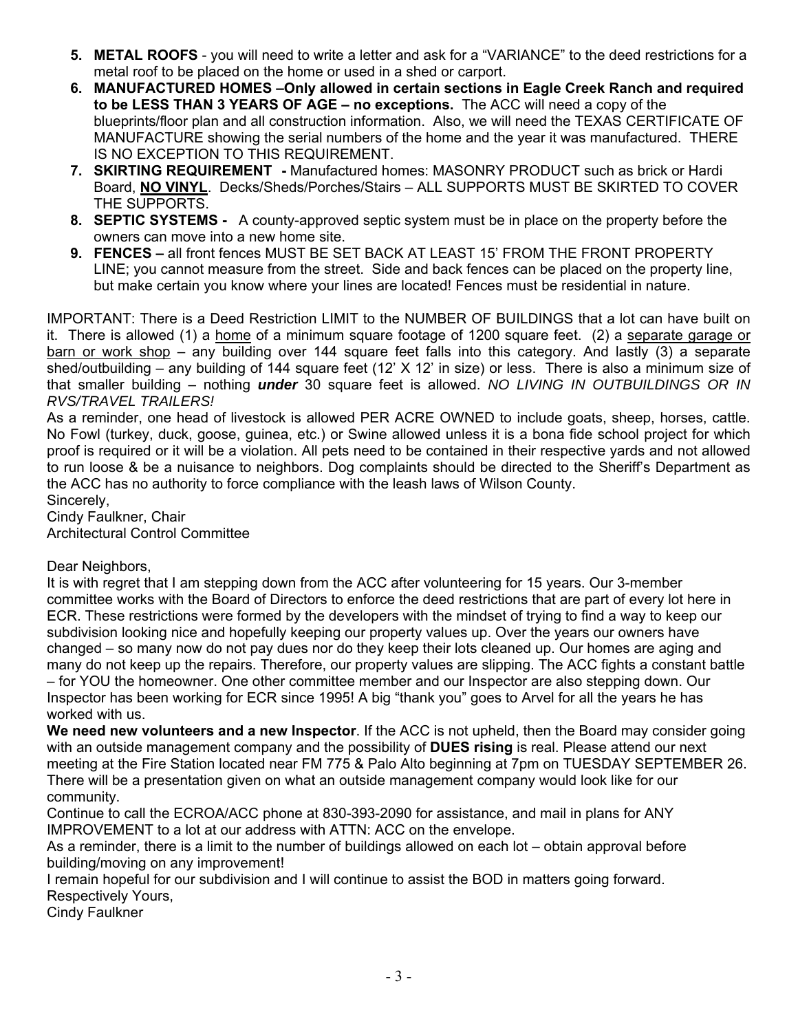5. **METAL ROOFS** - you will need to write a letter and ask for a "VARIANCE" to the deed restrictions for a metal roof to be placed on the home or used in a shed or carport.
6. **MANUFACTURED HOMES –Only allowed in certain sections in Eagle Creek Ranch and required to be LESS THAN 3 YEARS OF AGE – no exceptions.** The ACC will need a copy of the blueprints/floor plan and all construction information. Also, we will need the TEXAS CERTIFICATE OF MANUFACTURE showing the serial numbers of the home and the year it was manufactured. THERE IS NO EXCEPTION TO THIS REQUIREMENT.
7. **SKIRTING REQUIREMENT -** Manufactured homes: MASONRY PRODUCT such as brick or Hardi Board, **NO VINYL**. Decks/Sheds/Porches/Stairs – ALL SUPPORTS MUST BE SKIRTED TO COVER THE SUPPORTS.
8. **SEPTIC SYSTEMS -** A county-approved septic system must be in place on the property before the owners can move into a new home site.
9. **FENCES –** all front fences MUST BE SET BACK AT LEAST 15' FROM THE FRONT PROPERTY LINE; you cannot measure from the street. Side and back fences can be placed on the property line, but make certain you know where your lines are located! Fences must be residential in nature.

IMPORTANT: There is a Deed Restriction LIMIT to the NUMBER OF BUILDINGS that a lot can have built on it. There is allowed (1) a home of a minimum square footage of 1200 square feet. (2) a separate garage or barn or work shop – any building over 144 square feet falls into this category. And lastly (3) a separate shed/outbuilding – any building of 144 square feet (12' X 12' in size) or less. There is also a minimum size of that smaller building – nothing ***under*** 30 square feet is allowed. *NO LIVING IN OUTBUILDINGS OR IN RVS/TRAVEL TRAILERS!*

As a reminder, one head of livestock is allowed PER ACRE OWNED to include goats, sheep, horses, cattle. No Fowl (turkey, duck, goose, guinea, etc.) or Swine allowed unless it is a bona fide school project for which proof is required or it will be a violation. All pets need to be contained in their respective yards and not allowed to run loose & be a nuisance to neighbors. Dog complaints should be directed to the Sheriff's Department as the ACC has no authority to force compliance with the leash laws of Wilson County.

Sincerely,
Cindy Faulkner, Chair
Architectural Control Committee

Dear Neighbors,

It is with regret that I am stepping down from the ACC after volunteering for 15 years. Our 3-member committee works with the Board of Directors to enforce the deed restrictions that are part of every lot here in ECR. These restrictions were formed by the developers with the mindset of trying to find a way to keep our subdivision looking nice and hopefully keeping our property values up. Over the years our owners have changed – so many now do not pay dues nor do they keep their lots cleaned up. Our homes are aging and many do not keep up the repairs. Therefore, our property values are slipping. The ACC fights a constant battle – for YOU the homeowner. One other committee member and our Inspector are also stepping down. Our Inspector has been working for ECR since 1995! A big "thank you" goes to Arvel for all the years he has worked with us.

**We need new volunteers and a new Inspector**. If the ACC is not upheld, then the Board may consider going with an outside management company and the possibility of **DUES rising** is real. Please attend our next meeting at the Fire Station located near FM 775 & Palo Alto beginning at 7pm on TUESDAY SEPTEMBER 26. There will be a presentation given on what an outside management company would look like for our community.

Continue to call the ECROA/ACC phone at 830-393-2090 for assistance, and mail in plans for ANY IMPROVEMENT to a lot at our address with ATTN: ACC on the envelope.

As a reminder, there is a limit to the number of buildings allowed on each lot – obtain approval before building/moving on any improvement!

I remain hopeful for our subdivision and I will continue to assist the BOD in matters going forward.

Respectively Yours,
Cindy Faulkner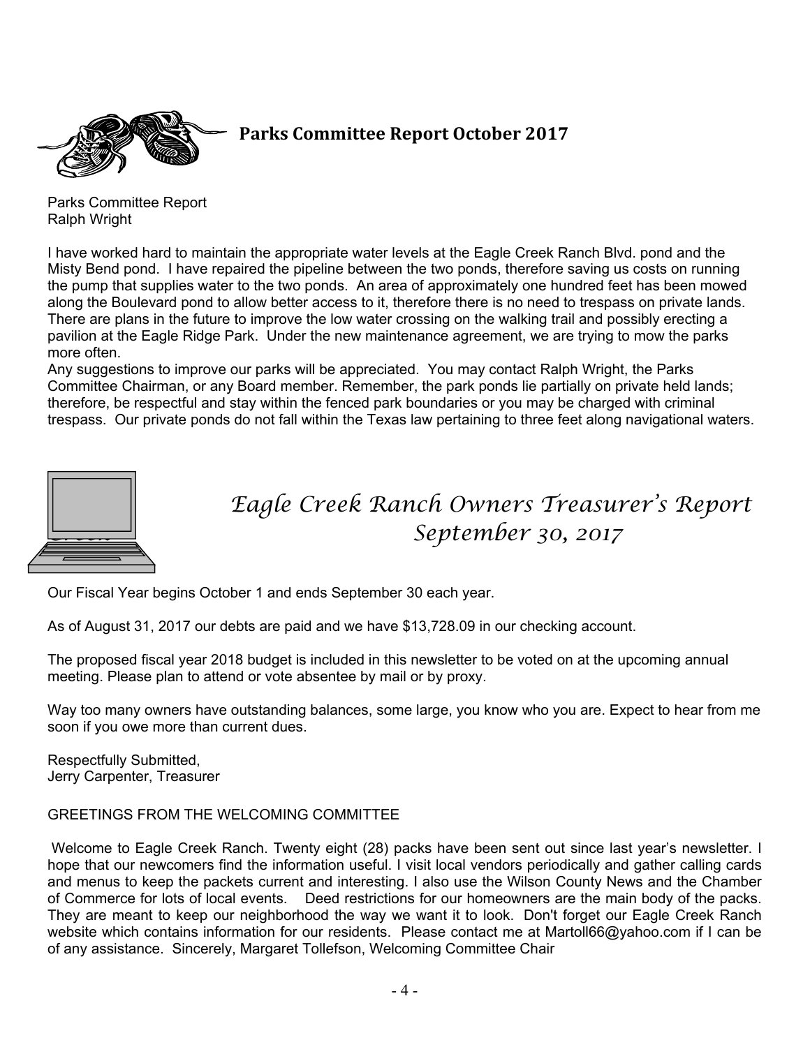## Parks Committee Report October 2017

Parks Committee Report
Ralph Wright

I have worked hard to maintain the appropriate water levels at the Eagle Creek Ranch Blvd. pond and the Misty Bend pond. I have repaired the pipeline between the two ponds, therefore saving us costs on running the pump that supplies water to the two ponds. An area of approximately one hundred feet has been mowed along the Boulevard pond to allow better access to it, therefore there is no need to trespass on private lands. There are plans in the future to improve the low water crossing on the walking trail and possibly erecting a pavilion at the Eagle Ridge Park. Under the new maintenance agreement, we are trying to mow the parks more often.

Any suggestions to improve our parks will be appreciated. You may contact Ralph Wright, the Parks Committee Chairman, or any Board member. Remember, the park ponds lie partially on private held lands; therefore, be respectful and stay within the fenced park boundaries or you may be charged with criminal trespass. Our private ponds do not fall within the Texas law pertaining to three feet along navigational waters.

## *Eagle Creek Ranch Owners Treasurer's Report September 30, 2017*

Our Fiscal Year begins October 1 and ends September 30 each year.

As of August 31, 2017 our debts are paid and we have $13,728.09 in our checking account.

The proposed fiscal year 2018 budget is included in this newsletter to be voted on at the upcoming annual meeting. Please plan to attend or vote absentee by mail or by proxy.

Way too many owners have outstanding balances, some large, you know who you are. Expect to hear from me soon if you owe more than current dues.

Respectfully Submitted,
Jerry Carpenter, Treasurer

GREETINGS FROM THE WELCOMING COMMITTEE

Welcome to Eagle Creek Ranch. Twenty eight (28) packs have been sent out since last year's newsletter. I hope that our newcomers find the information useful. I visit local vendors periodically and gather calling cards and menus to keep the packets current and interesting. I also use the Wilson County News and the Chamber of Commerce for lots of local events. Deed restrictions for our homeowners are the main body of the packs. They are meant to keep our neighborhood the way we want it to look. Don't forget our Eagle Creek Ranch website which contains information for our residents. Please contact me at Martoll66@yahoo.com if I can be of any assistance. Sincerely, Margaret Tollefson, Welcoming Committee Chair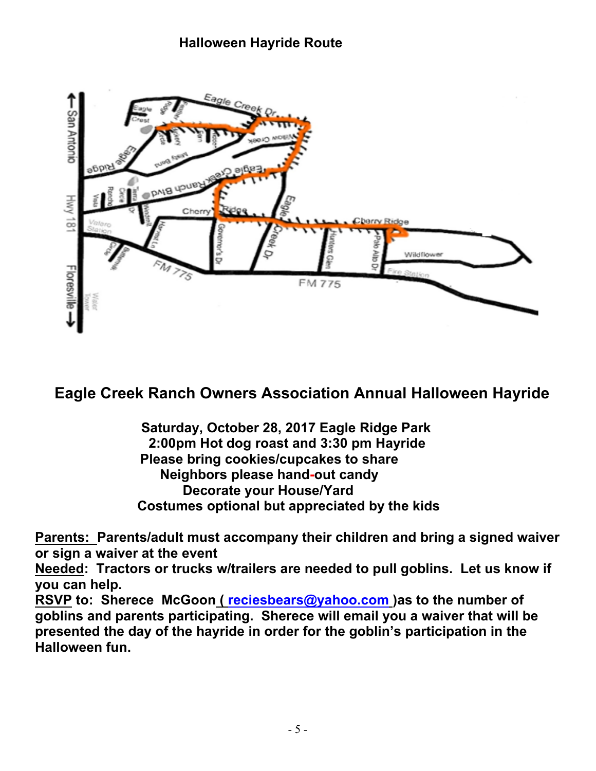**Halloween Hayride Route**

## Eagle Creek Ranch Owners Association Annual Halloween Hayride

**Saturday, October 28, 2017 Eagle Ridge Park**
**2:00pm Hot dog roast and 3:30 pm Hayride**
**Please bring cookies/cupcakes to share**
**Neighbors please hand-out candy**
**Decorate your House/Yard**
**Costumes optional but appreciated by the kids**

**Parents: Parents/adult must accompany their children and bring a signed waiver or sign a waiver at the event**

**Needed: Tractors or trucks w/trailers are needed to pull goblins. Let us know if you can help.**

**RSVP to: Sherece McGoon ( reciesbears@yahoo.com )as to the number of goblins and parents participating. Sherece will email you a waiver that will be presented the day of the hayride in order for the goblin's participation in the Halloween fun.**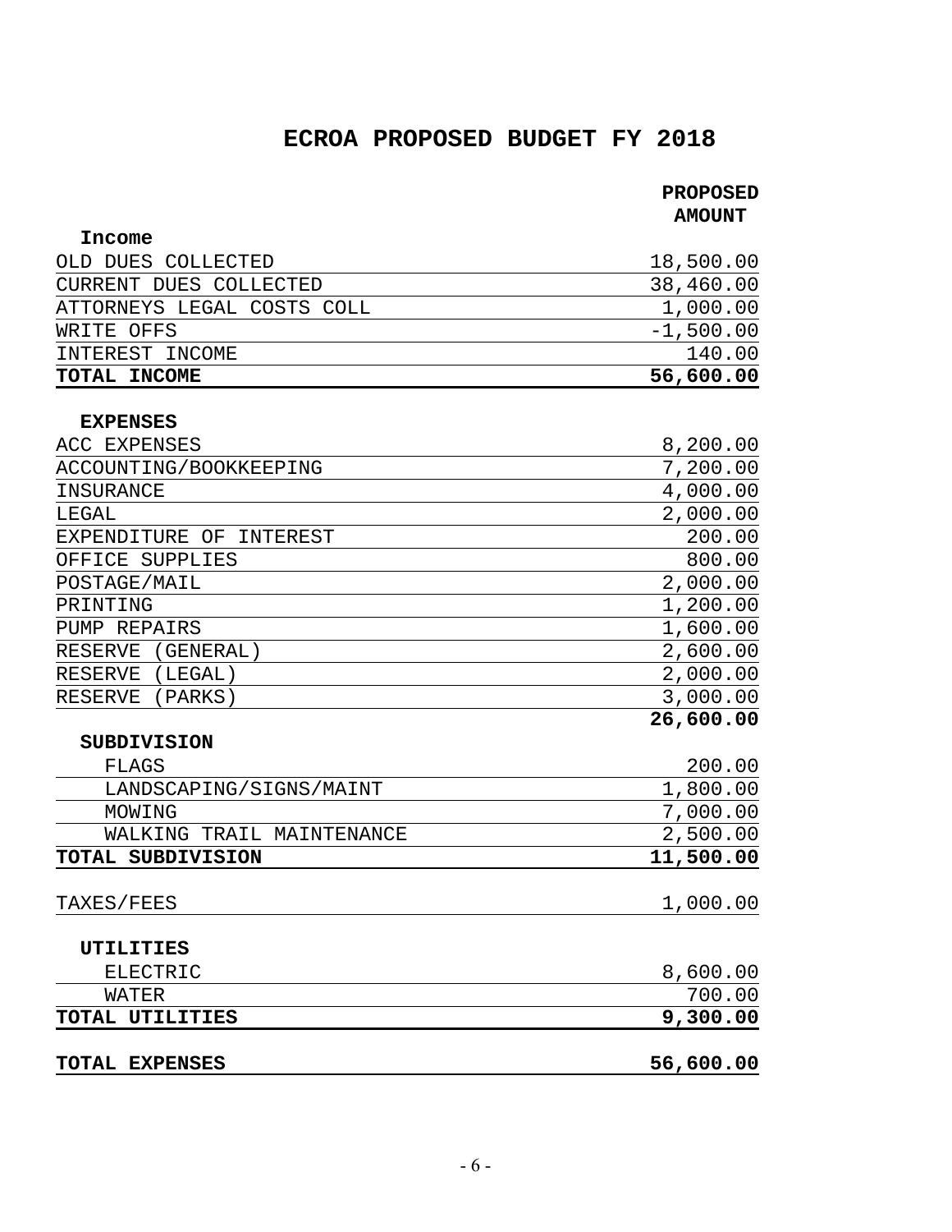# ECROA PROPOSED BUDGET FY 2018

| | PROPOSED AMOUNT |
|---|---|
| **Income** | |
| OLD DUES COLLECTED | 18,500.00 |
| CURRENT DUES COLLECTED | 38,460.00 |
| ATTORNEYS LEGAL COSTS COLL | 1,000.00 |
| WRITE OFFS | -1,500.00 |
| INTEREST INCOME | 140.00 |
| **TOTAL INCOME** | **56,600.00** |
| | |
| **EXPENSES** | |
| ACC EXPENSES | 8,200.00 |
| ACCOUNTING/BOOKKEEPING | 7,200.00 |
| INSURANCE | 4,000.00 |
| LEGAL | 2,000.00 |
| EXPENDITURE OF INTEREST | 200.00 |
| OFFICE SUPPLIES | 800.00 |
| POSTAGE/MAIL | 2,000.00 |
| PRINTING | 1,200.00 |
| PUMP REPAIRS | 1,600.00 |
| RESERVE (GENERAL) | 2,600.00 |
| RESERVE (LEGAL) | 2,000.00 |
| RESERVE (PARKS) | 3,000.00 |
| | **26,600.00** |
| **SUBDIVISION** | |
| FLAGS | 200.00 |
| LANDSCAPING/SIGNS/MAINT | 1,800.00 |
| MOWING | 7,000.00 |
| WALKING TRAIL MAINTENANCE | 2,500.00 |
| **TOTAL SUBDIVISION** | **11,500.00** |
| | |
| TAXES/FEES | 1,000.00 |
| | |
| **UTILITIES** | |
| ELECTRIC | 8,600.00 |
| WATER | 700.00 |
| **TOTAL UTILITIES** | **9,300.00** |
| | |
| **TOTAL EXPENSES** | **56,600.00** |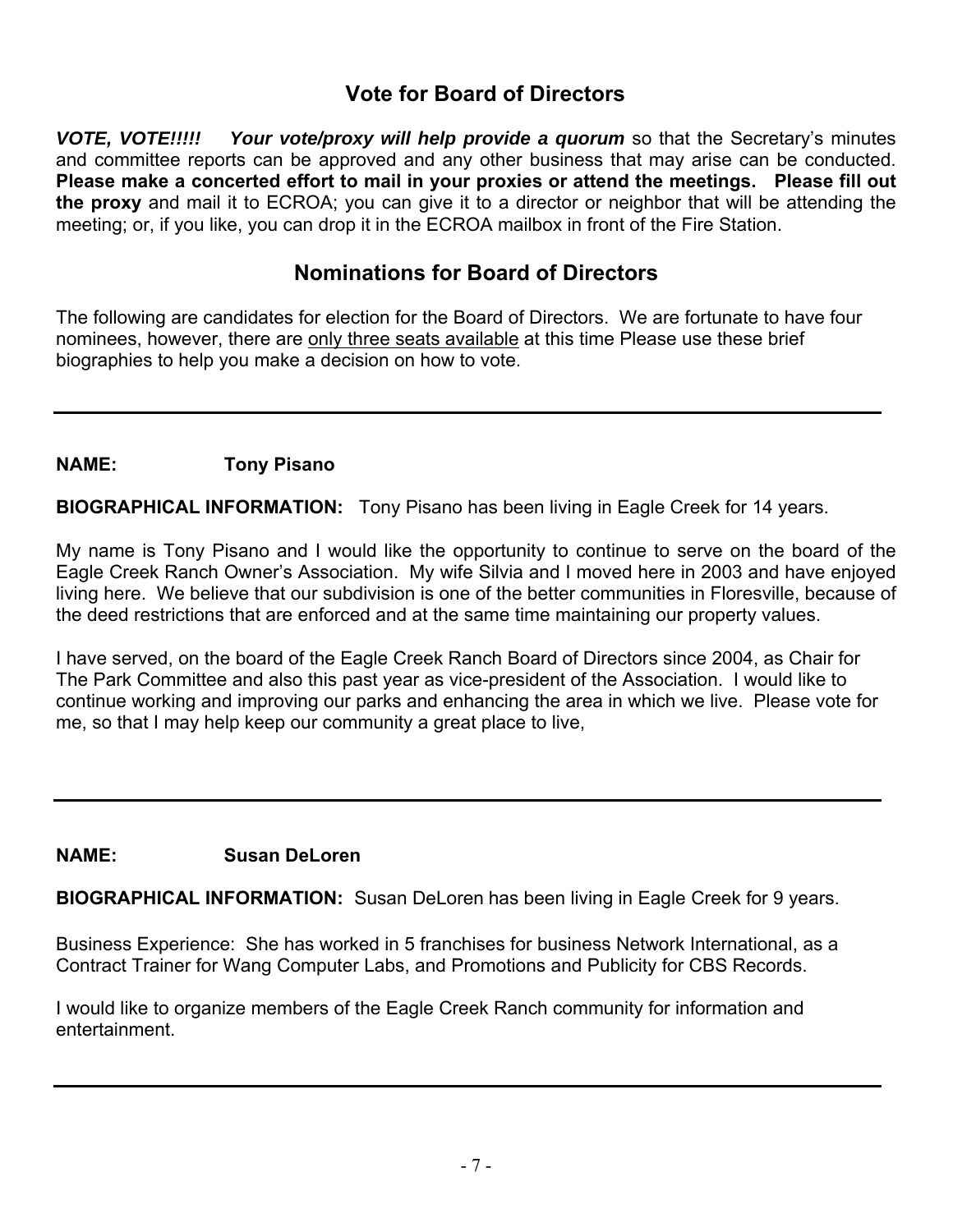## Vote for Board of Directors

***VOTE, VOTE!!!!!   Your vote/proxy will help provide a quorum*** so that the Secretary's minutes and committee reports can be approved and any other business that may arise can be conducted. **Please make a concerted effort to mail in your proxies or attend the meetings.   Please fill out the proxy** and mail it to ECROA; you can give it to a director or neighbor that will be attending the meeting; or, if you like, you can drop it in the ECROA mailbox in front of the Fire Station.

## Nominations for Board of Directors

The following are candidates for election for the Board of Directors. We are fortunate to have four nominees, however, there are <u>only three seats available</u> at this time Please use these brief biographies to help you make a decision on how to vote.

---

**NAME:** **Tony Pisano**

**BIOGRAPHICAL INFORMATION:** Tony Pisano has been living in Eagle Creek for 14 years.

My name is Tony Pisano and I would like the opportunity to continue to serve on the board of the Eagle Creek Ranch Owner's Association. My wife Silvia and I moved here in 2003 and have enjoyed living here. We believe that our subdivision is one of the better communities in Floresville, because of the deed restrictions that are enforced and at the same time maintaining our property values.

I have served, on the board of the Eagle Creek Ranch Board of Directors since 2004, as Chair for The Park Committee and also this past year as vice-president of the Association. I would like to continue working and improving our parks and enhancing the area in which we live. Please vote for me, so that I may help keep our community a great place to live,

---

**NAME:** **Susan DeLoren**

**BIOGRAPHICAL INFORMATION:** Susan DeLoren has been living in Eagle Creek for 9 years.

Business Experience: She has worked in 5 franchises for business Network International, as a Contract Trainer for Wang Computer Labs, and Promotions and Publicity for CBS Records.

I would like to organize members of the Eagle Creek Ranch community for information and entertainment.

---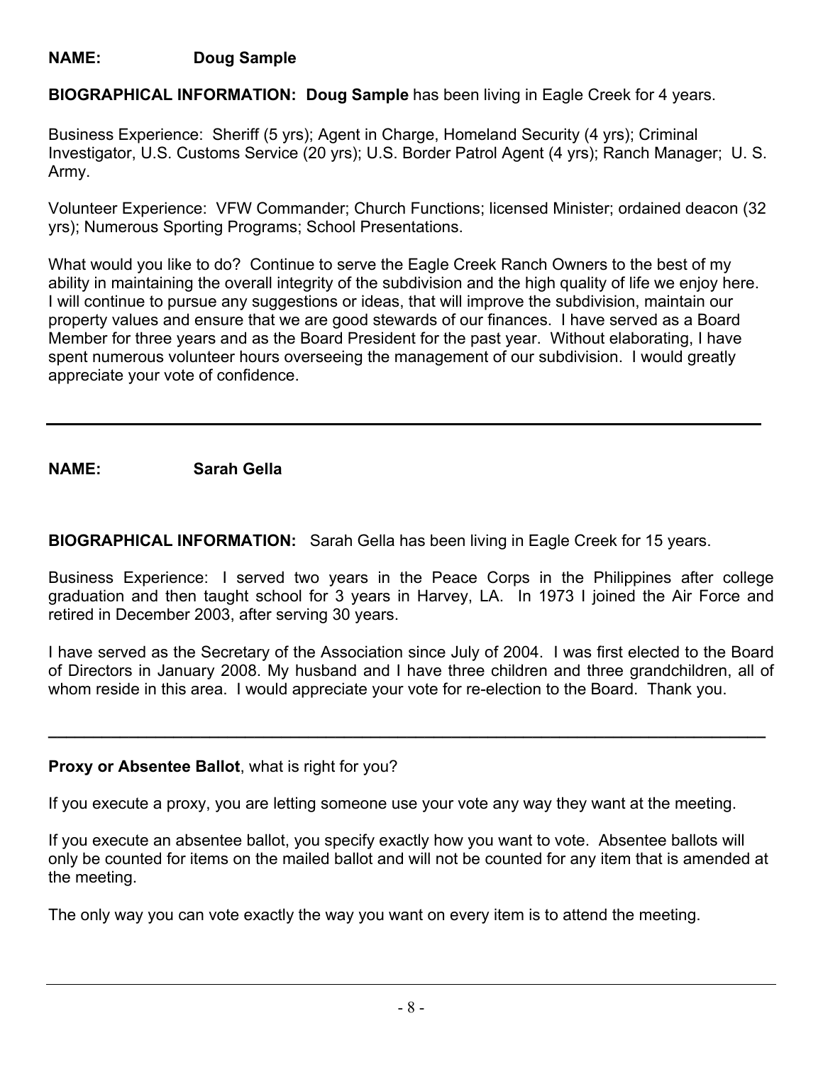**NAME:** **Doug Sample**

**BIOGRAPHICAL INFORMATION:** **Doug Sample** has been living in Eagle Creek for 4 years.

Business Experience: Sheriff (5 yrs); Agent in Charge, Homeland Security (4 yrs); Criminal Investigator, U.S. Customs Service (20 yrs); U.S. Border Patrol Agent (4 yrs); Ranch Manager; U. S. Army.

Volunteer Experience: VFW Commander; Church Functions; licensed Minister; ordained deacon (32 yrs); Numerous Sporting Programs; School Presentations.

What would you like to do? Continue to serve the Eagle Creek Ranch Owners to the best of my ability in maintaining the overall integrity of the subdivision and the high quality of life we enjoy here. I will continue to pursue any suggestions or ideas, that will improve the subdivision, maintain our property values and ensure that we are good stewards of our finances. I have served as a Board Member for three years and as the Board President for the past year. Without elaborating, I have spent numerous volunteer hours overseeing the management of our subdivision. I would greatly appreciate your vote of confidence.

---

**NAME:** **Sarah Gella**

**BIOGRAPHICAL INFORMATION:** Sarah Gella has been living in Eagle Creek for 15 years.

Business Experience: I served two years in the Peace Corps in the Philippines after college graduation and then taught school for 3 years in Harvey, LA. In 1973 I joined the Air Force and retired in December 2003, after serving 30 years.

I have served as the Secretary of the Association since July of 2004. I was first elected to the Board of Directors in January 2008. My husband and I have three children and three grandchildren, all of whom reside in this area. I would appreciate your vote for re-election to the Board. Thank you.

---

**Proxy or Absentee Ballot**, what is right for you?

If you execute a proxy, you are letting someone use your vote any way they want at the meeting.

If you execute an absentee ballot, you specify exactly how you want to vote. Absentee ballots will only be counted for items on the mailed ballot and will not be counted for any item that is amended at the meeting.

The only way you can vote exactly the way you want on every item is to attend the meeting.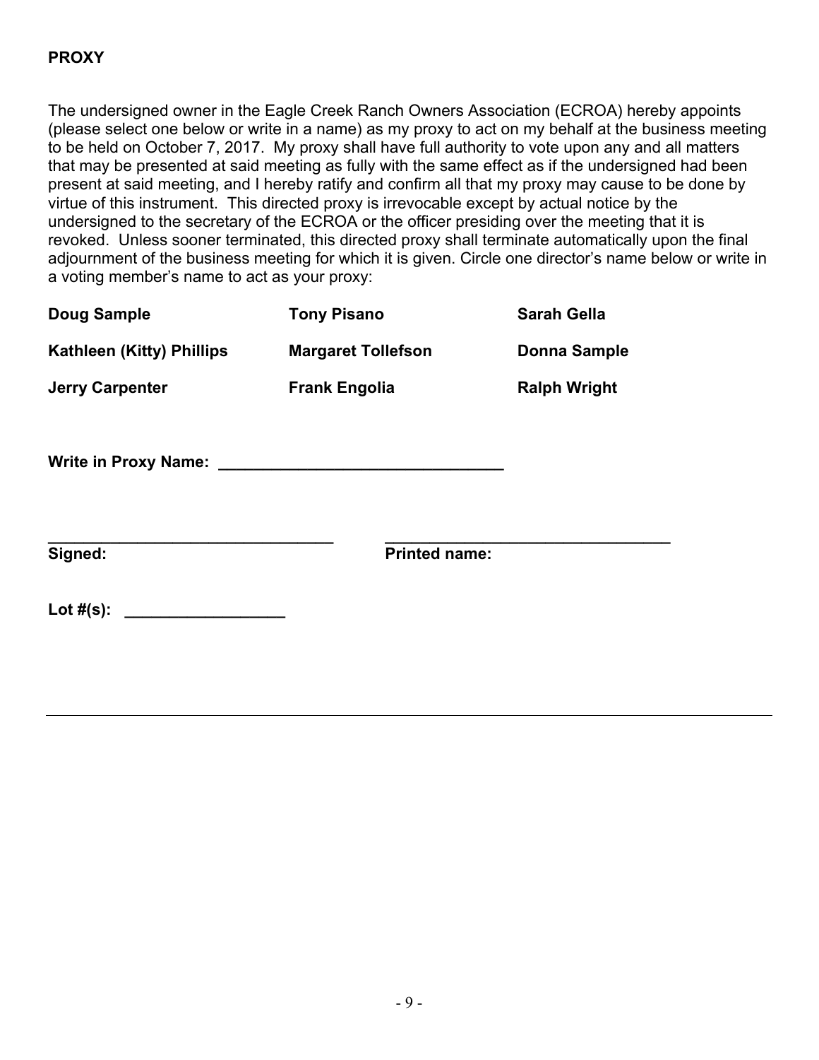**PROXY**

The undersigned owner in the Eagle Creek Ranch Owners Association (ECROA) hereby appoints (please select one below or write in a name) as my proxy to act on my behalf at the business meeting to be held on October 7, 2017. My proxy shall have full authority to vote upon any and all matters that may be presented at said meeting as fully with the same effect as if the undersigned had been present at said meeting, and I hereby ratify and confirm all that my proxy may cause to be done by virtue of this instrument. This directed proxy is irrevocable except by actual notice by the undersigned to the secretary of the ECROA or the officer presiding over the meeting that it is revoked. Unless sooner terminated, this directed proxy shall terminate automatically upon the final adjournment of the business meeting for which it is given. Circle one director's name below or write in a voting member's name to act as your proxy:

| | | |
|---|---|---|
| **Doug Sample** | **Tony Pisano** | **Sarah Gella** |
| **Kathleen (Kitty) Phillips** | **Margaret Tollefson** | **Donna Sample** |
| **Jerry Carpenter** | **Frank Engolia** | **Ralph Wright** |

**Write in Proxy Name: \_\_\_\_\_\_\_\_\_\_\_\_\_\_\_\_\_\_\_\_\_\_\_\_\_\_\_\_\_\_\_\_**

\_\_\_\_\_\_\_\_\_\_\_\_\_\_\_\_\_\_\_\_\_\_\_\_\_\_\_\_\_\_\_\_ \_\_\_\_\_\_\_\_\_\_\_\_\_\_\_\_\_\_\_\_\_\_\_\_\_\_\_\_\_\_\_\_

**Signed:** **Printed name:**

**Lot #(s):** \_\_\_\_\_\_\_\_\_\_\_\_\_\_\_\_\_\_

---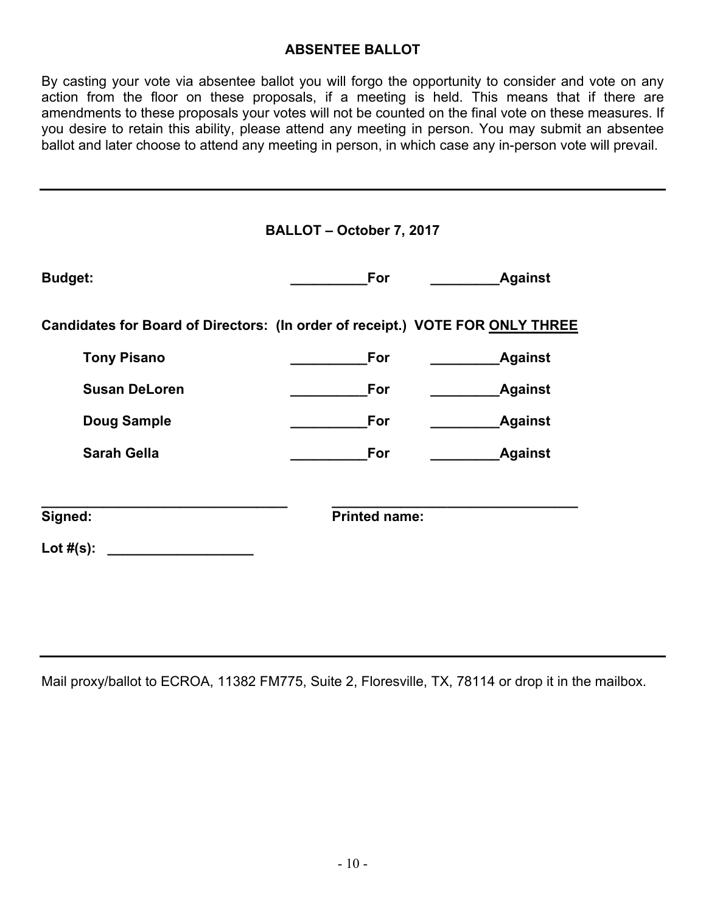## ABSENTEE BALLOT

By casting your vote via absentee ballot you will forgo the opportunity to consider and vote on any action from the floor on these proposals, if a meeting is held. This means that if there are amendments to these proposals your votes will not be counted on the final vote on these measures. If you desire to retain this ability, please attend any meeting in person. You may submit an absentee ballot and later choose to attend any meeting in person, in which case any in-person vote will prevail.

---

## BALLOT – October 7, 2017

**Budget:** __________**For** _________**Against**

**Candidates for Board of Directors: (In order of receipt.) VOTE FOR <u>ONLY THREE</u>**

| | | |
|---|---|---|
| **Tony Pisano** | __________**For** | _________**Against** |
| **Susan DeLoren** | __________**For** | _________**Against** |
| **Doug Sample** | __________**For** | _________**Against** |
| **Sarah Gella** | __________**For** | _________**Against** |

________________________________ ________________________________

**Signed:** **Printed name:**

**Lot #(s):** ___________________

---

Mail proxy/ballot to ECROA, 11382 FM775, Suite 2, Floresville, TX, 78114 or drop it in the mailbox.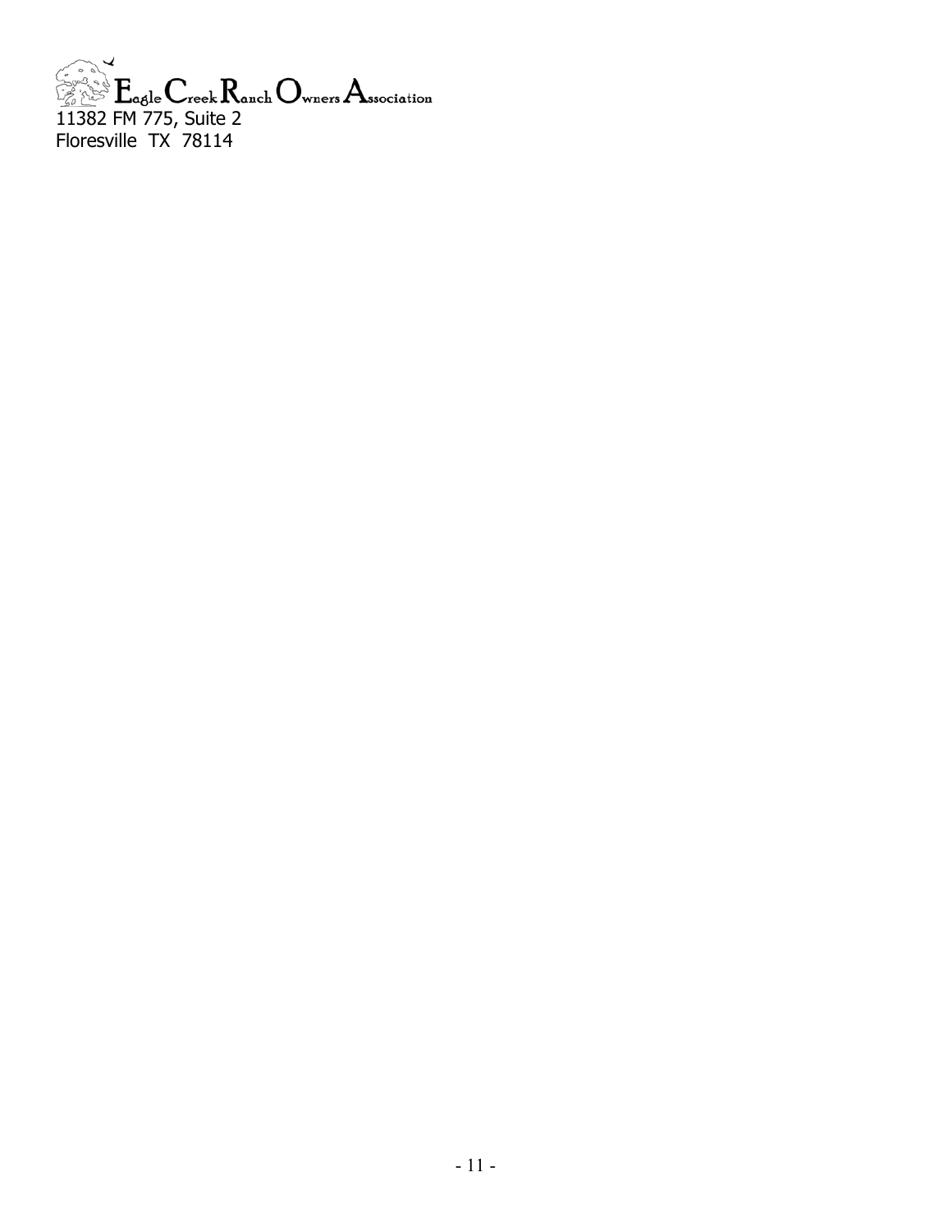Eagle Creek Ranch Owners Association
11382 FM 775, Suite 2
Floresville TX 78114